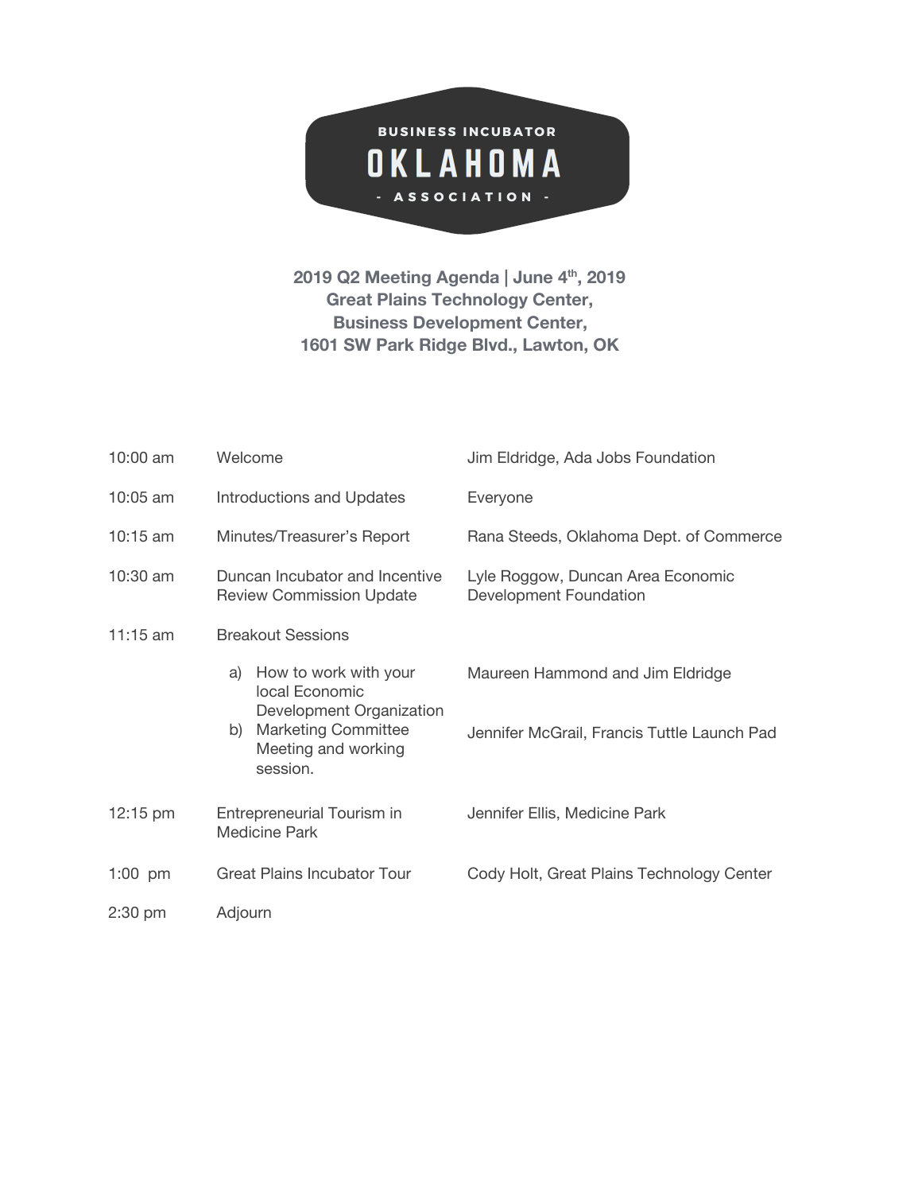**BUSINESS INCUBATOR**

# OKLAHOMA

**- ASSOCIATION -**

**2019 Q2 Meeting Agenda | June 4th, 2019**
**Great Plains Technology Center,**
**Business Development Center,**
**1601 SW Park Ridge Blvd., Lawton, OK**

| | | |
|---|---|---|
| 10:00 am | Welcome | Jim Eldridge, Ada Jobs Foundation |
| 10:05 am | Introductions and Updates | Everyone |
| 10:15 am | Minutes/Treasurer's Report | Rana Steeds, Oklahoma Dept. of Commerce |
| 10:30 am | Duncan Incubator and Incentive Review Commission Update | Lyle Roggow, Duncan Area Economic Development Foundation |
| 11:15 am | Breakout Sessions | |
| | a) How to work with your local Economic Development Organization | Maureen Hammond and Jim Eldridge |
| | b) Marketing Committee Meeting and working session. | Jennifer McGrail, Francis Tuttle Launch Pad |
| 12:15 pm | Entrepreneurial Tourism in Medicine Park | Jennifer Ellis, Medicine Park |
| 1:00 pm | Great Plains Incubator Tour | Cody Holt, Great Plains Technology Center |
| 2:30 pm | Adjourn | |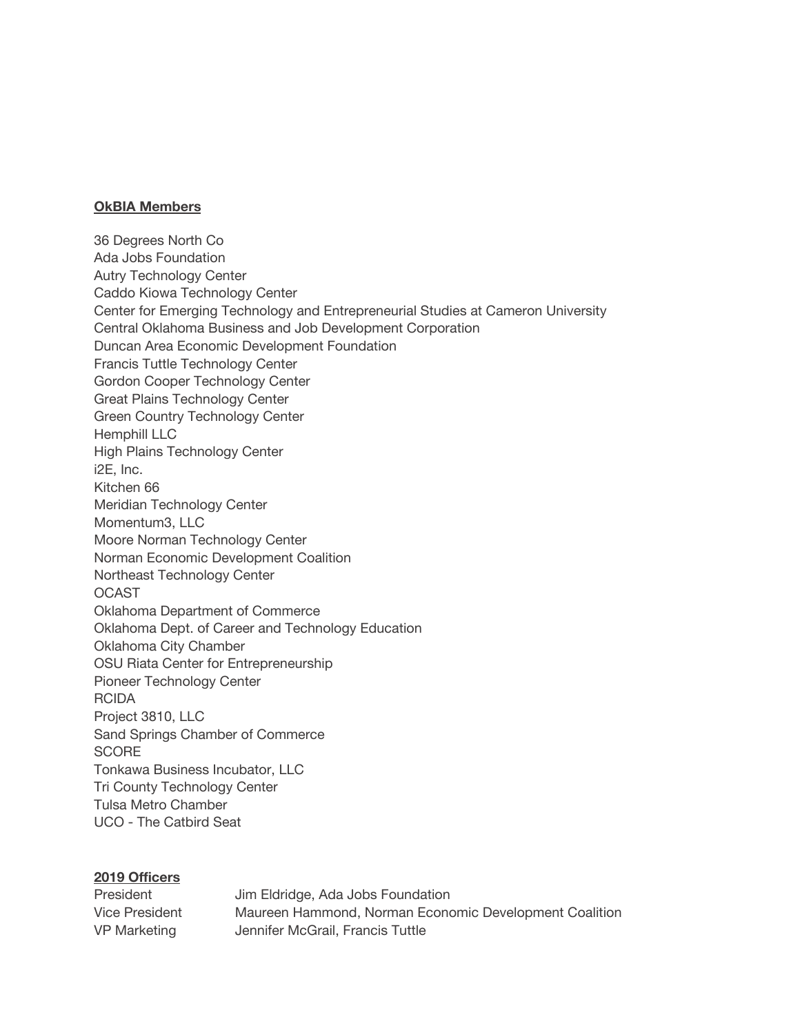**OkBIA Members**

36 Degrees North Co
Ada Jobs Foundation
Autry Technology Center
Caddo Kiowa Technology Center
Center for Emerging Technology and Entrepreneurial Studies at Cameron University
Central Oklahoma Business and Job Development Corporation
Duncan Area Economic Development Foundation
Francis Tuttle Technology Center
Gordon Cooper Technology Center
Great Plains Technology Center
Green Country Technology Center
Hemphill LLC
High Plains Technology Center
i2E, Inc.
Kitchen 66
Meridian Technology Center
Momentum3, LLC
Moore Norman Technology Center
Norman Economic Development Coalition
Northeast Technology Center
OCAST
Oklahoma Department of Commerce
Oklahoma Dept. of Career and Technology Education
Oklahoma City Chamber
OSU Riata Center for Entrepreneurship
Pioneer Technology Center
RCIDA
Project 3810, LLC
Sand Springs Chamber of Commerce
SCORE
Tonkawa Business Incubator, LLC
Tri County Technology Center
Tulsa Metro Chamber
UCO - The Catbird Seat

**2019 Officers**

| | |
|---|---|
| President | Jim Eldridge, Ada Jobs Foundation |
| Vice President | Maureen Hammond, Norman Economic Development Coalition |
| VP Marketing | Jennifer McGrail, Francis Tuttle |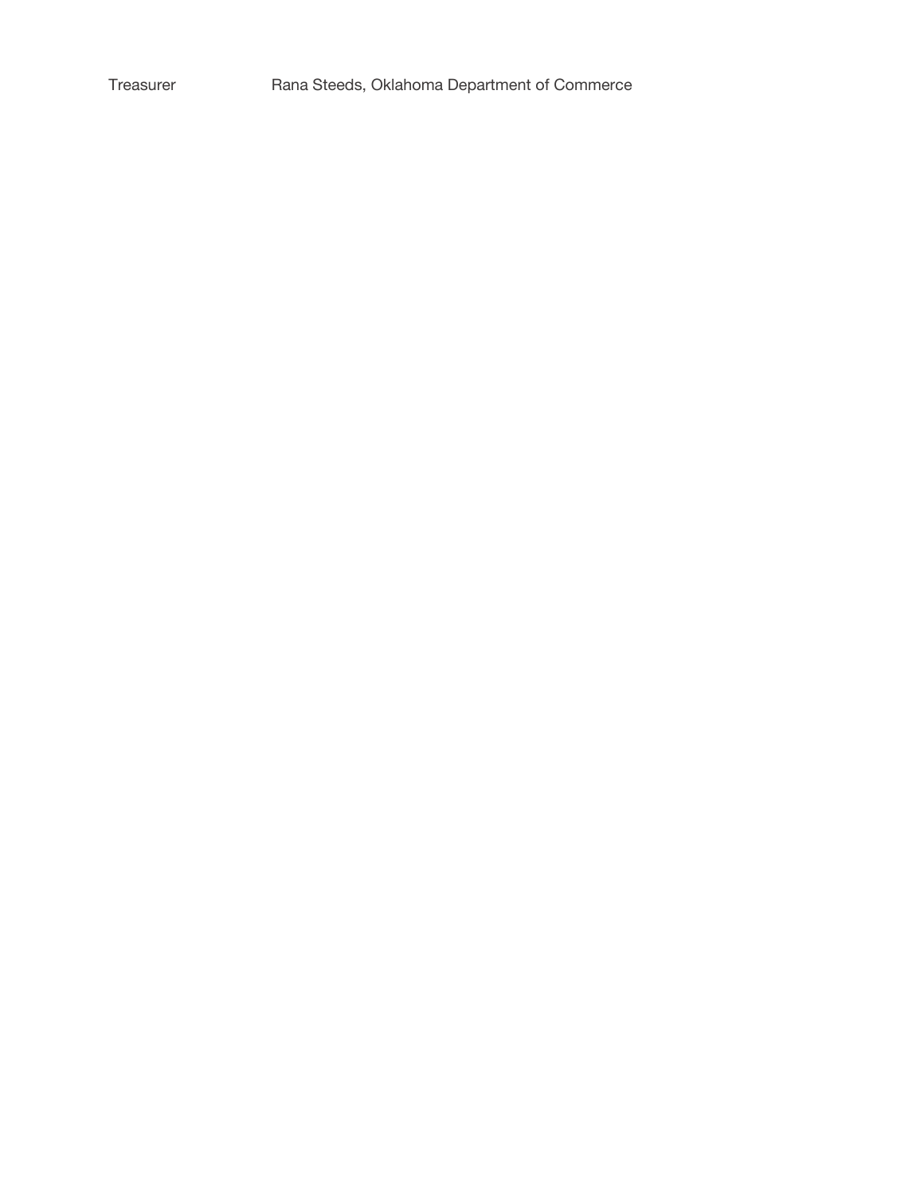| | |
|---|---|
| Treasurer | Rana Steeds, Oklahoma Department of Commerce |